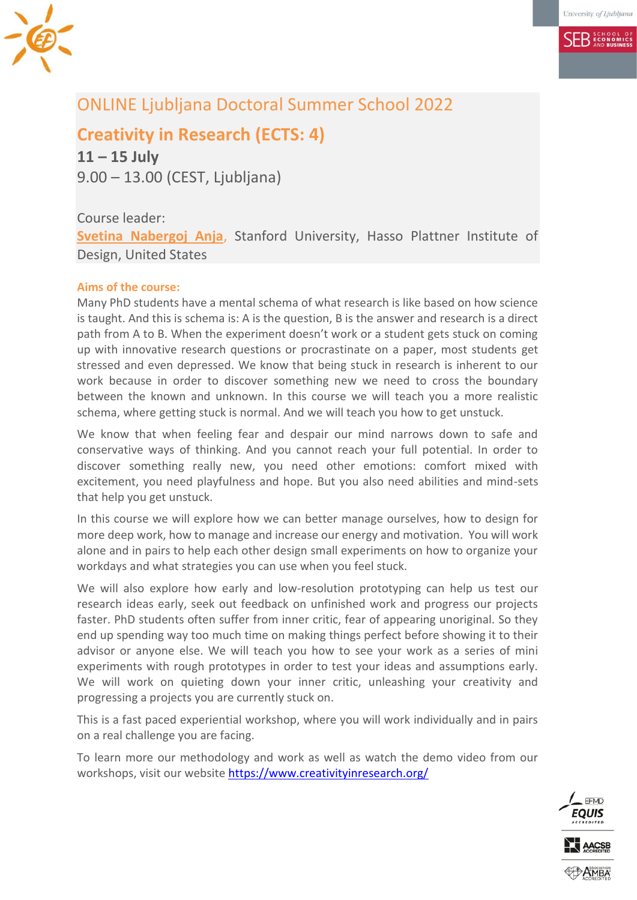# ONLINE Ljubljana Doctoral Summer School 2022

## Creativity in Research (ECTS: 4)

**11 – 15 July**

9.00 – 13.00 (CEST, Ljubljana)

Course leader:

**Svetina Nabergoj Anja**, Stanford University, Hasso Plattner Institute of Design, United States

**Aims of the course:**

Many PhD students have a mental schema of what research is like based on how science is taught. And this is schema is: A is the question, B is the answer and research is a direct path from A to B. When the experiment doesn't work or a student gets stuck on coming up with innovative research questions or procrastinate on a paper, most students get stressed and even depressed. We know that being stuck in research is inherent to our work because in order to discover something new we need to cross the boundary between the known and unknown. In this course we will teach you a more realistic schema, where getting stuck is normal. And we will teach you how to get unstuck.

We know that when feeling fear and despair our mind narrows down to safe and conservative ways of thinking. And you cannot reach your full potential. In order to discover something really new, you need other emotions: comfort mixed with excitement, you need playfulness and hope. But you also need abilities and mind-sets that help you get unstuck.

In this course we will explore how we can better manage ourselves, how to design for more deep work, how to manage and increase our energy and motivation. You will work alone and in pairs to help each other design small experiments on how to organize your workdays and what strategies you can use when you feel stuck.

We will also explore how early and low-resolution prototyping can help us test our research ideas early, seek out feedback on unfinished work and progress our projects faster. PhD students often suffer from inner critic, fear of appearing unoriginal. So they end up spending way too much time on making things perfect before showing it to their advisor or anyone else. We will teach you how to see your work as a series of mini experiments with rough prototypes in order to test your ideas and assumptions early. We will work on quieting down your inner critic, unleashing your creativity and progressing a projects you are currently stuck on.

This is a fast paced experiential workshop, where you will work individually and in pairs on a real challenge you are facing.

To learn more our methodology and work as well as watch the demo video from our workshops, visit our website https://www.creativityinresearch.org/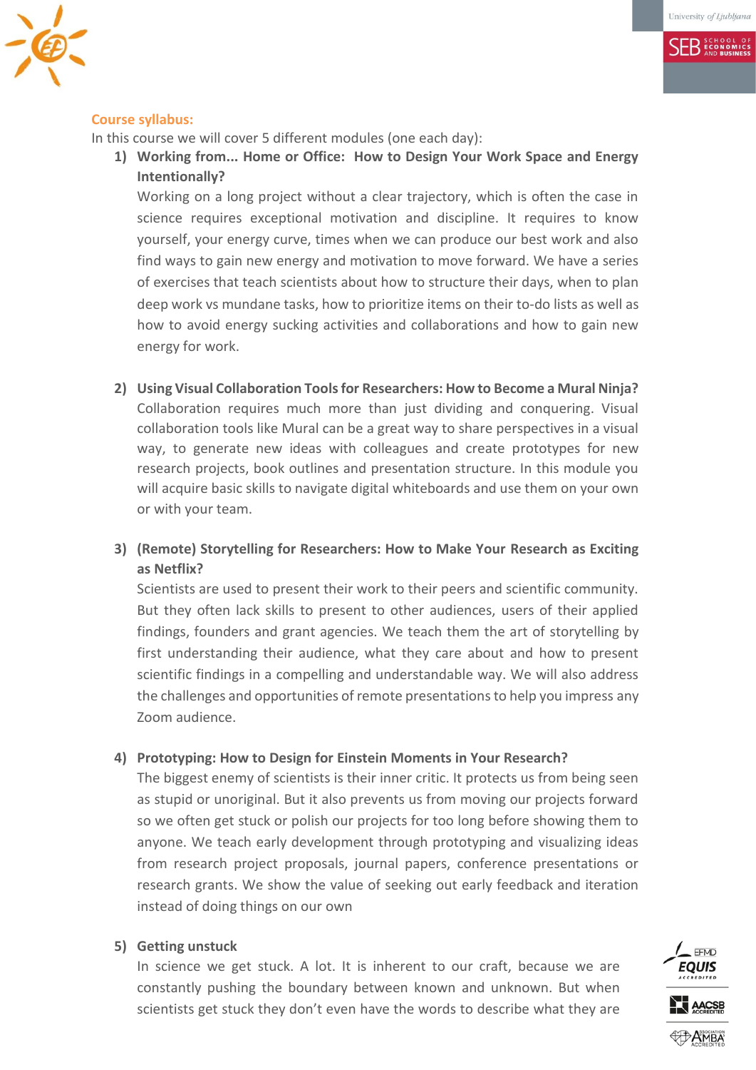**Course syllabus:**

In this course we will cover 5 different modules (one each day):

1) **Working from... Home or Office: How to Design Your Work Space and Energy Intentionally?**
   Working on a long project without a clear trajectory, which is often the case in science requires exceptional motivation and discipline. It requires to know yourself, your energy curve, times when we can produce our best work and also find ways to gain new energy and motivation to move forward. We have a series of exercises that teach scientists about how to structure their days, when to plan deep work vs mundane tasks, how to prioritize items on their to-do lists as well as how to avoid energy sucking activities and collaborations and how to gain new energy for work.

2) **Using Visual Collaboration Tools for Researchers: How to Become a Mural Ninja?**
   Collaboration requires much more than just dividing and conquering. Visual collaboration tools like Mural can be a great way to share perspectives in a visual way, to generate new ideas with colleagues and create prototypes for new research projects, book outlines and presentation structure. In this module you will acquire basic skills to navigate digital whiteboards and use them on your own or with your team.

3) **(Remote) Storytelling for Researchers: How to Make Your Research as Exciting as Netflix?**
   Scientists are used to present their work to their peers and scientific community. But they often lack skills to present to other audiences, users of their applied findings, founders and grant agencies. We teach them the art of storytelling by first understanding their audience, what they care about and how to present scientific findings in a compelling and understandable way. We will also address the challenges and opportunities of remote presentations to help you impress any Zoom audience.

4) **Prototyping: How to Design for Einstein Moments in Your Research?**
   The biggest enemy of scientists is their inner critic. It protects us from being seen as stupid or unoriginal. But it also prevents us from moving our projects forward so we often get stuck or polish our projects for too long before showing them to anyone. We teach early development through prototyping and visualizing ideas from research project proposals, journal papers, conference presentations or research grants. We show the value of seeking out early feedback and iteration instead of doing things on our own

5) **Getting unstuck**
   In science we get stuck. A lot. It is inherent to our craft, because we are constantly pushing the boundary between known and unknown. But when scientists get stuck they don't even have the words to describe what they are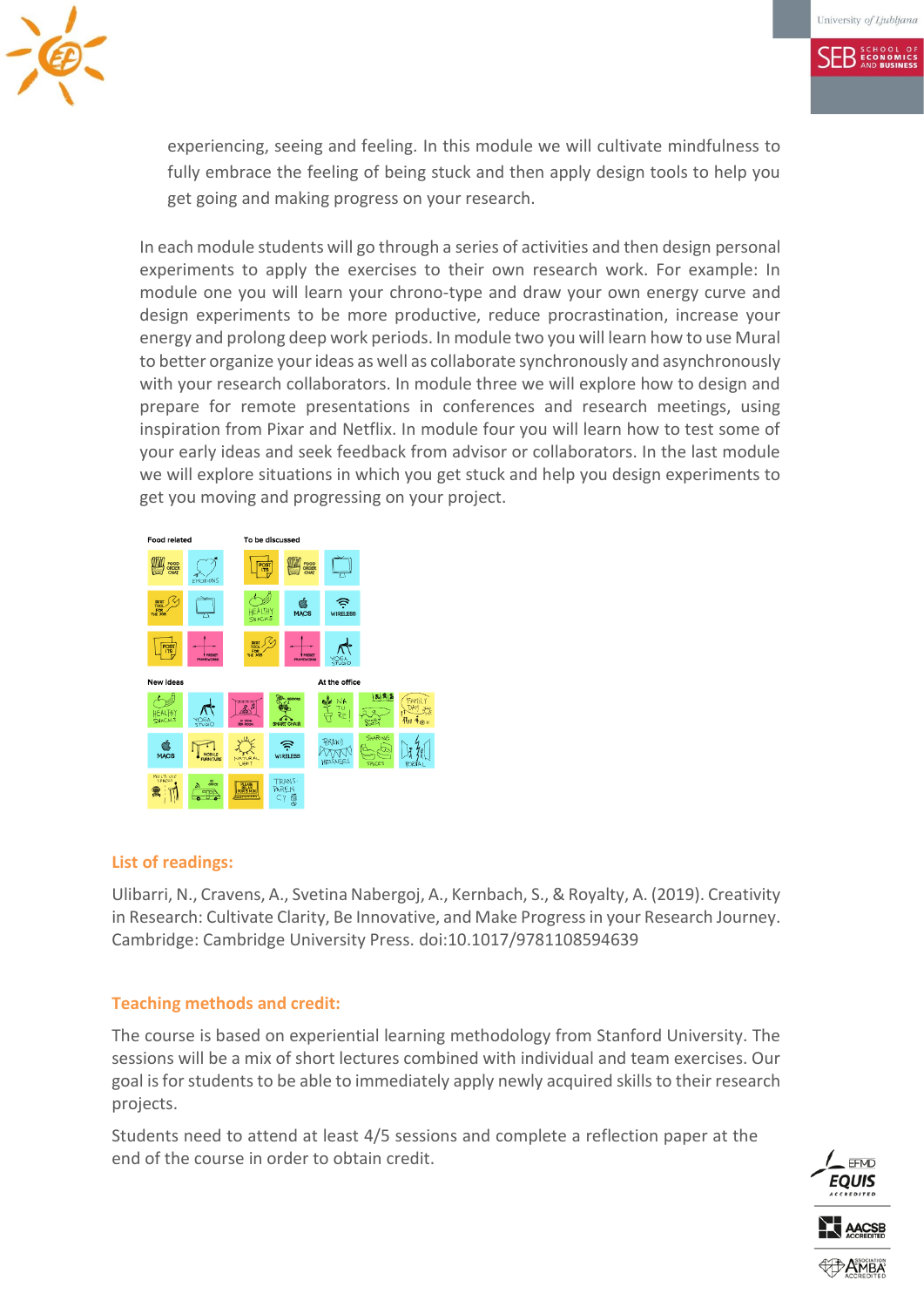experiencing, seeing and feeling. In this module we will cultivate mindfulness to fully embrace the feeling of being stuck and then apply design tools to help you get going and making progress on your research.

In each module students will go through a series of activities and then design personal experiments to apply the exercises to their own research work. For example: In module one you will learn your chrono-type and draw your own energy curve and design experiments to be more productive, reduce procrastination, increase your energy and prolong deep work periods. In module two you will learn how to use Mural to better organize your ideas as well as collaborate synchronously and asynchronously with your research collaborators. In module three we will explore how to design and prepare for remote presentations in conferences and research meetings, using inspiration from Pixar and Netflix. In module four you will learn how to test some of your early ideas and seek feedback from advisor or collaborators. In the last module we will explore situations in which you get stuck and help you design experiments to get you moving and progressing on your project.

## List of readings:

Ulibarri, N., Cravens, A., Svetina Nabergoj, A., Kernbach, S., & Royalty, A. (2019). Creativity in Research: Cultivate Clarity, Be Innovative, and Make Progress in your Research Journey. Cambridge: Cambridge University Press. doi:10.1017/9781108594639

## Teaching methods and credit:

The course is based on experiential learning methodology from Stanford University. The sessions will be a mix of short lectures combined with individual and team exercises. Our goal is for students to be able to immediately apply newly acquired skills to their research projects.

Students need to attend at least 4/5 sessions and complete a reflection paper at the end of the course in order to obtain credit.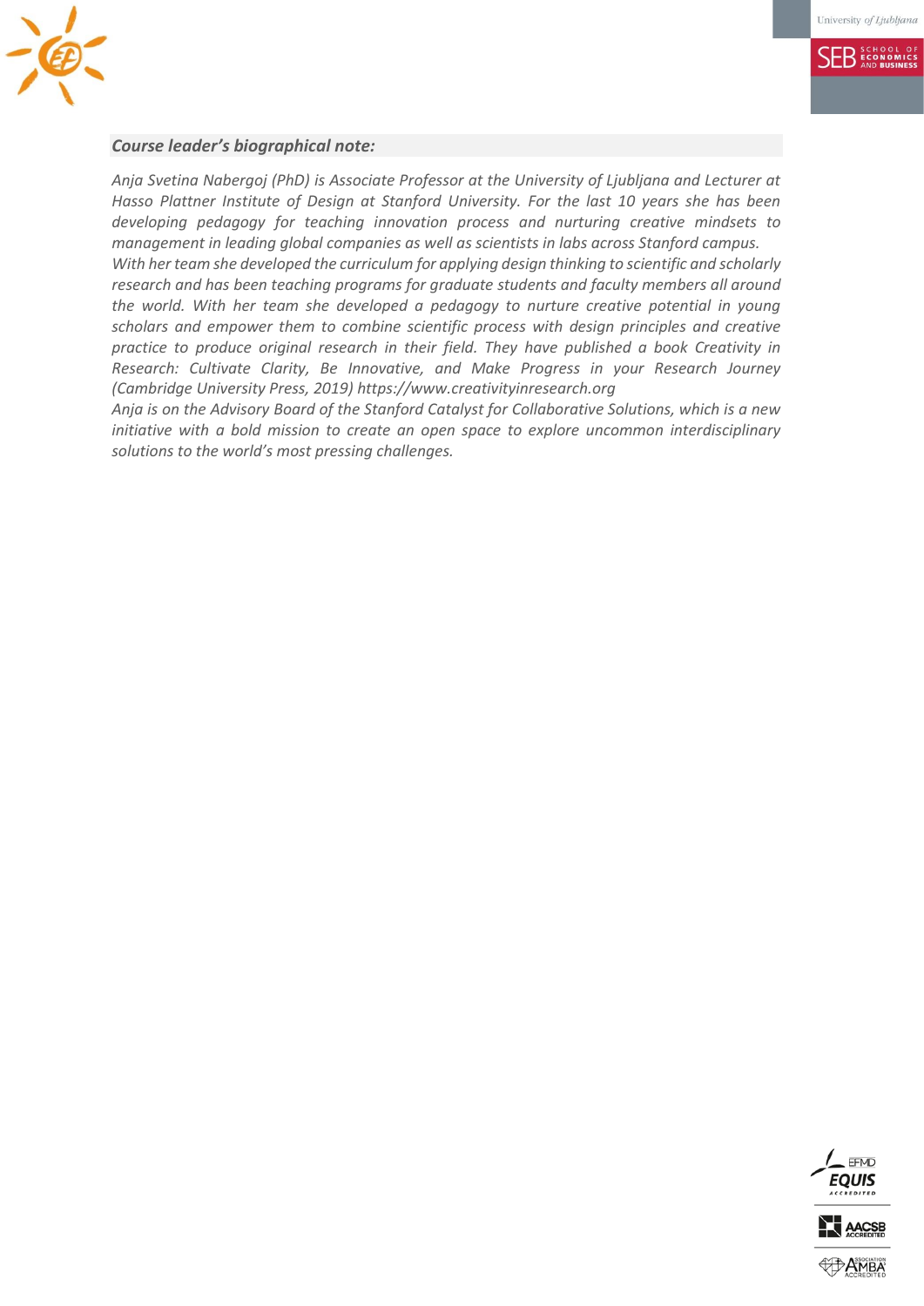***Course leader's biographical note:***

*Anja Svetina Nabergoj (PhD) is Associate Professor at the University of Ljubljana and Lecturer at Hasso Plattner Institute of Design at Stanford University. For the last 10 years she has been developing pedagogy for teaching innovation process and nurturing creative mindsets to management in leading global companies as well as scientists in labs across Stanford campus.*

*With her team she developed the curriculum for applying design thinking to scientific and scholarly research and has been teaching programs for graduate students and faculty members all around the world. With her team she developed a pedagogy to nurture creative potential in young scholars and empower them to combine scientific process with design principles and creative practice to produce original research in their field. They have published a book Creativity in Research: Cultivate Clarity, Be Innovative, and Make Progress in your Research Journey (Cambridge University Press, 2019) https://www.creativityinresearch.org*

*Anja is on the Advisory Board of the Stanford Catalyst for Collaborative Solutions, which is a new initiative with a bold mission to create an open space to explore uncommon interdisciplinary solutions to the world's most pressing challenges.*